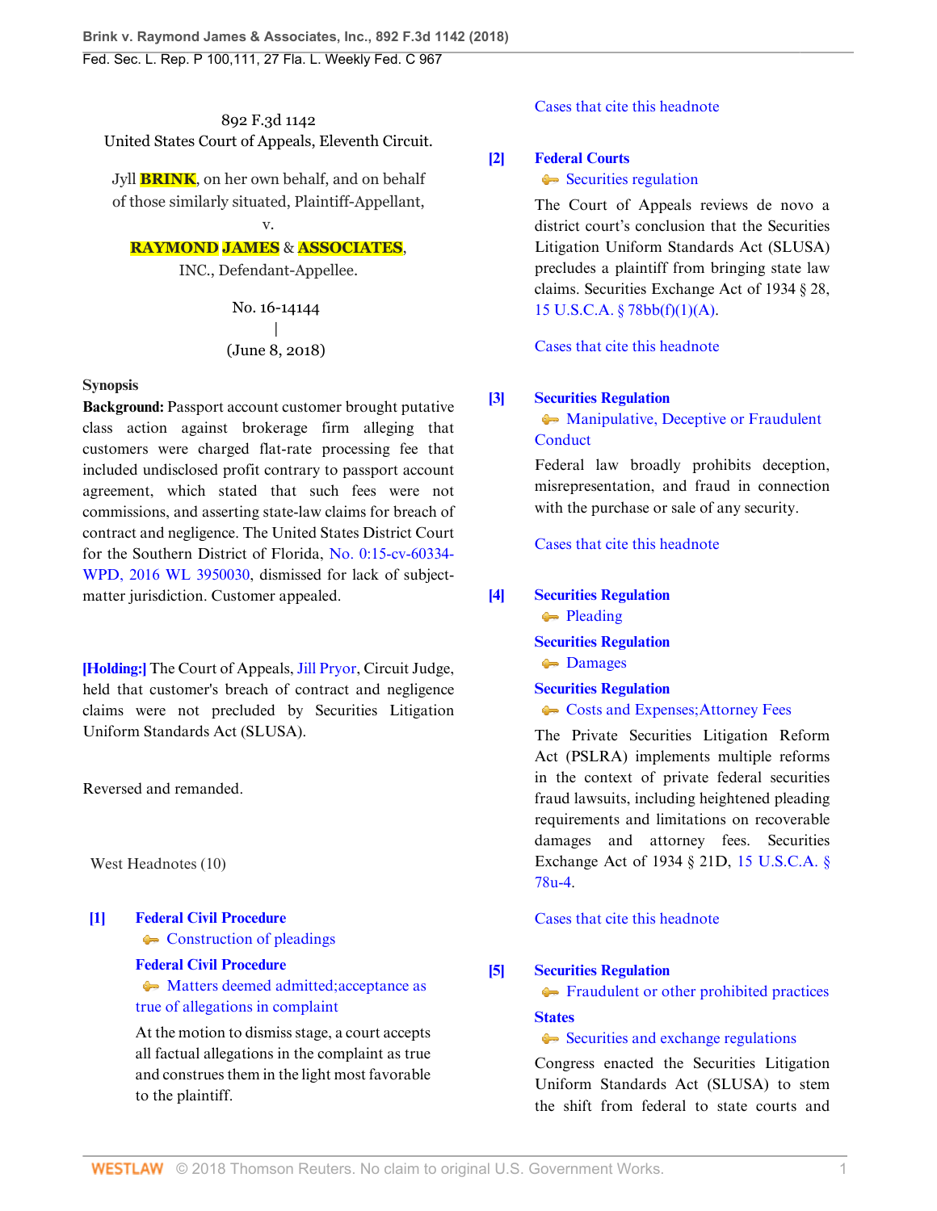892 F.3d 1142
United States Court of Appeals, Eleventh Circuit.

Jyll BRINK, on her own behalf, and on behalf of those similarly situated, Plaintiff-Appellant,
v.
RAYMOND JAMES & ASSOCIATES, INC., Defendant-Appellee.

No. 16-14144
|
(June 8, 2018)

**Synopsis**

**Background:** Passport account customer brought putative class action against brokerage firm alleging that customers were charged flat-rate processing fee that included undisclosed profit contrary to passport account agreement, which stated that such fees were not commissions, and asserting state-law claims for breach of contract and negligence. The United States District Court for the Southern District of Florida, No. 0:15-cv-60334-WPD, 2016 WL 3950030, dismissed for lack of subject-matter jurisdiction. Customer appealed.

**[Holding:]** The Court of Appeals, Jill Pryor, Circuit Judge, held that customer's breach of contract and negligence claims were not precluded by Securities Litigation Uniform Standards Act (SLUSA).

Reversed and remanded.

West Headnotes (10)

[1] **Federal Civil Procedure**
Construction of pleadings
**Federal Civil Procedure**
Matters deemed admitted; acceptance as true of allegations in complaint

At the motion to dismiss stage, a court accepts all factual allegations in the complaint as true and construes them in the light most favorable to the plaintiff.

Cases that cite this headnote

[2] **Federal Courts**
Securities regulation

The Court of Appeals reviews de novo a district court's conclusion that the Securities Litigation Uniform Standards Act (SLUSA) precludes a plaintiff from bringing state law claims. Securities Exchange Act of 1934 § 28, 15 U.S.C.A. § 78bb(f)(1)(A).

Cases that cite this headnote

[3] **Securities Regulation**
Manipulative, Deceptive or Fraudulent Conduct

Federal law broadly prohibits deception, misrepresentation, and fraud in connection with the purchase or sale of any security.

Cases that cite this headnote

[4] **Securities Regulation**
Pleading
**Securities Regulation**
Damages
**Securities Regulation**
Costs and Expenses; Attorney Fees

The Private Securities Litigation Reform Act (PSLRA) implements multiple reforms in the context of private federal securities fraud lawsuits, including heightened pleading requirements and limitations on recoverable damages and attorney fees. Securities Exchange Act of 1934 § 21D, 15 U.S.C.A. § 78u-4.

Cases that cite this headnote

[5] **Securities Regulation**
Fraudulent or other prohibited practices
**States**
Securities and exchange regulations

Congress enacted the Securities Litigation Uniform Standards Act (SLUSA) to stem the shift from federal to state courts and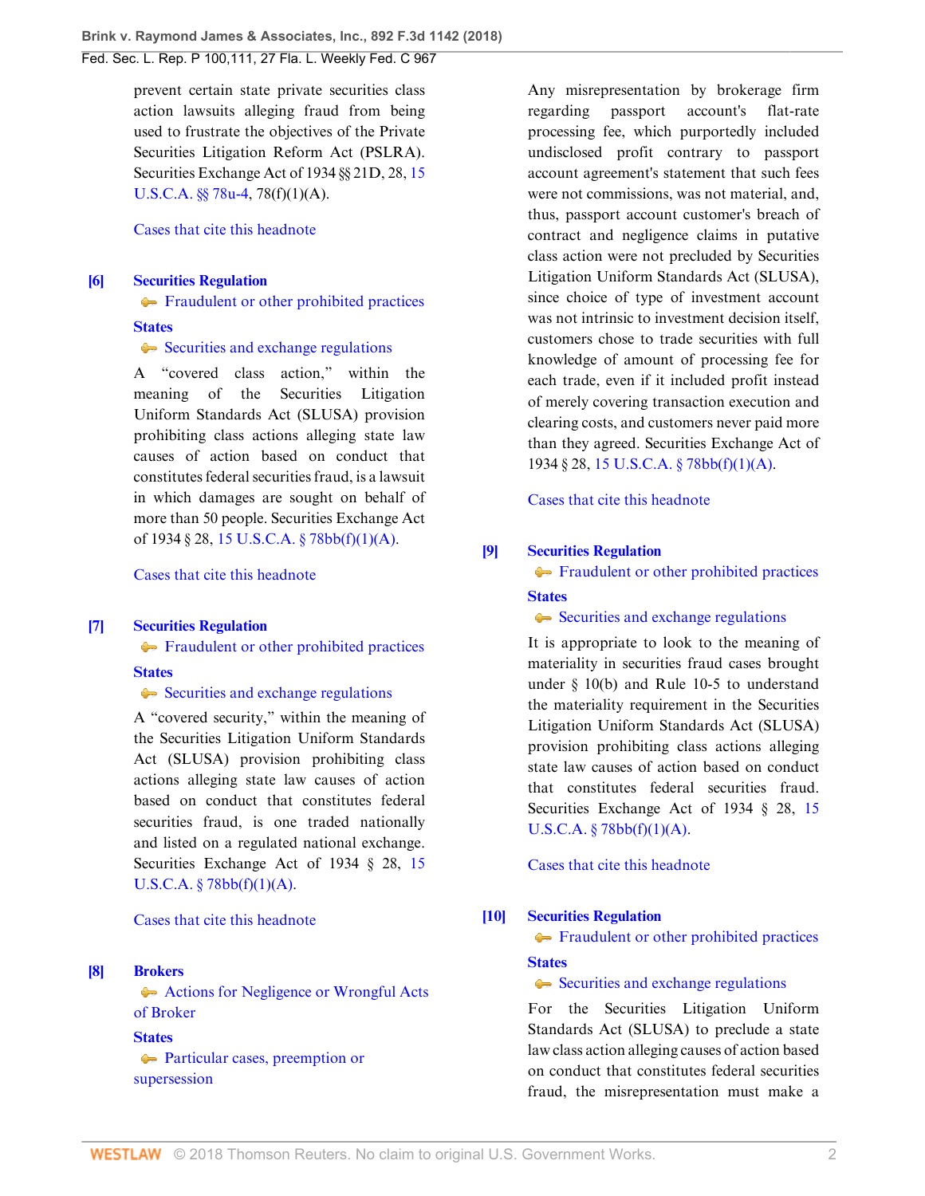prevent certain state private securities class action lawsuits alleging fraud from being used to frustrate the objectives of the Private Securities Litigation Reform Act (PSLRA). Securities Exchange Act of 1934 §§ 21D, 28, 15 U.S.C.A. §§ 78u-4, 78(f)(1)(A).

Cases that cite this headnote

**[6] Securities Regulation**
Fraudulent or other prohibited practices
**States**
Securities and exchange regulations

A "covered class action," within the meaning of the Securities Litigation Uniform Standards Act (SLUSA) provision prohibiting class actions alleging state law causes of action based on conduct that constitutes federal securities fraud, is a lawsuit in which damages are sought on behalf of more than 50 people. Securities Exchange Act of 1934 § 28, 15 U.S.C.A. § 78bb(f)(1)(A).

Cases that cite this headnote

**[7] Securities Regulation**
Fraudulent or other prohibited practices
**States**
Securities and exchange regulations

A "covered security," within the meaning of the Securities Litigation Uniform Standards Act (SLUSA) provision prohibiting class actions alleging state law causes of action based on conduct that constitutes federal securities fraud, is one traded nationally and listed on a regulated national exchange. Securities Exchange Act of 1934 § 28, 15 U.S.C.A. § 78bb(f)(1)(A).

Cases that cite this headnote

**[8] Brokers**
Actions for Negligence or Wrongful Acts of Broker
**States**
Particular cases, preemption or supersession

Any misrepresentation by brokerage firm regarding passport account's flat-rate processing fee, which purportedly included undisclosed profit contrary to passport account agreement's statement that such fees were not commissions, was not material, and, thus, passport account customer's breach of contract and negligence claims in putative class action were not precluded by Securities Litigation Uniform Standards Act (SLUSA), since choice of type of investment account was not intrinsic to investment decision itself, customers chose to trade securities with full knowledge of amount of processing fee for each trade, even if it included profit instead of merely covering transaction execution and clearing costs, and customers never paid more than they agreed. Securities Exchange Act of 1934 § 28, 15 U.S.C.A. § 78bb(f)(1)(A).

Cases that cite this headnote

**[9] Securities Regulation**
Fraudulent or other prohibited practices
**States**
Securities and exchange regulations

It is appropriate to look to the meaning of materiality in securities fraud cases brought under § 10(b) and Rule 10-5 to understand the materiality requirement in the Securities Litigation Uniform Standards Act (SLUSA) provision prohibiting class actions alleging state law causes of action based on conduct that constitutes federal securities fraud. Securities Exchange Act of 1934 § 28, 15 U.S.C.A. § 78bb(f)(1)(A).

Cases that cite this headnote

**[10] Securities Regulation**
Fraudulent or other prohibited practices
**States**
Securities and exchange regulations

For the Securities Litigation Uniform Standards Act (SLUSA) to preclude a state law class action alleging causes of action based on conduct that constitutes federal securities fraud, the misrepresentation must make a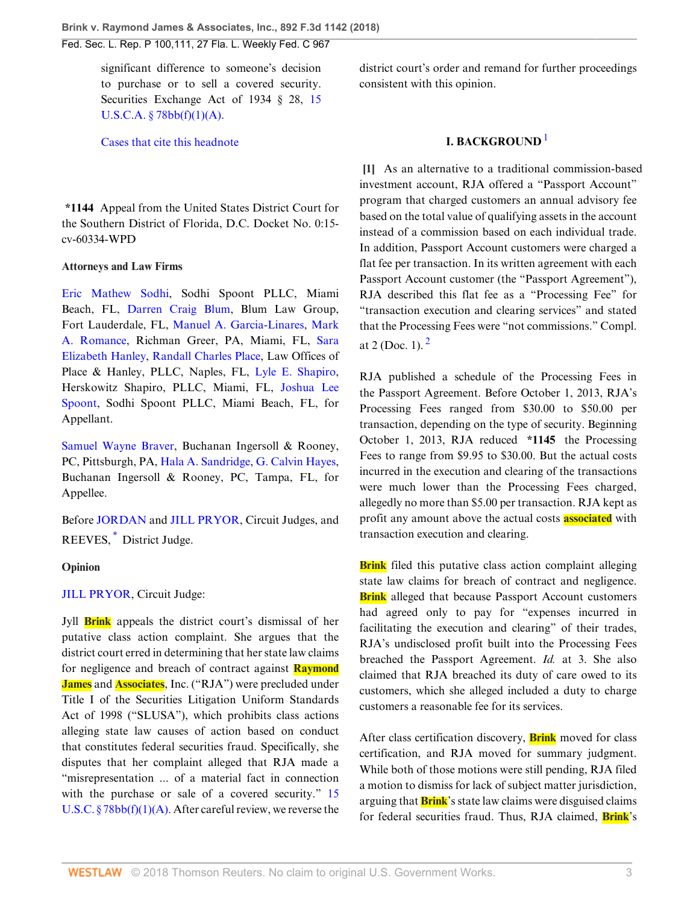significant difference to someone's decision to purchase or to sell a covered security. Securities Exchange Act of 1934 § 28, 15 U.S.C.A. § 78bb(f)(1)(A).

Cases that cite this headnote

**\*1144** Appeal from the United States District Court for the Southern District of Florida, D.C. Docket No. 0:15-cv-60334-WPD

**Attorneys and Law Firms**

Eric Mathew Sodhi, Sodhi Spoont PLLC, Miami Beach, FL, Darren Craig Blum, Blum Law Group, Fort Lauderdale, FL, Manuel A. Garcia-Linares, Mark A. Romance, Richman Greer, PA, Miami, FL, Sara Elizabeth Hanley, Randall Charles Place, Law Offices of Place & Hanley, PLLC, Naples, FL, Lyle E. Shapiro, Herskowitz Shapiro, PLLC, Miami, FL, Joshua Lee Spoont, Sodhi Spoont PLLC, Miami Beach, FL, for Appellant.

Samuel Wayne Braver, Buchanan Ingersoll & Rooney, PC, Pittsburgh, PA, Hala A. Sandridge, G. Calvin Hayes, Buchanan Ingersoll & Rooney, PC, Tampa, FL, for Appellee.

Before JORDAN and JILL PRYOR, Circuit Judges, and REEVES, [*] District Judge.

**Opinion**

JILL PRYOR, Circuit Judge:

Jyll Brink appeals the district court's dismissal of her putative class action complaint. She argues that the district court erred in determining that her state law claims for negligence and breach of contract against Raymond James and Associates, Inc. ("RJA") were precluded under Title I of the Securities Litigation Uniform Standards Act of 1998 ("SLUSA"), which prohibits class actions alleging state law causes of action based on conduct that constitutes federal securities fraud. Specifically, she disputes that her complaint alleged that RJA made a "misrepresentation ... of a material fact in connection with the purchase or sale of a covered security." 15 U.S.C. § 78bb(f)(1)(A). After careful review, we reverse the district court's order and remand for further proceedings consistent with this opinion.

## I. BACKGROUND [1]

**[1]** As an alternative to a traditional commission-based investment account, RJA offered a "Passport Account" program that charged customers an annual advisory fee based on the total value of qualifying assets in the account instead of a commission based on each individual trade. In addition, Passport Account customers were charged a flat fee per transaction. In its written agreement with each Passport Account customer (the "Passport Agreement"), RJA described this flat fee as a "Processing Fee" for "transaction execution and clearing services" and stated that the Processing Fees were "not commissions." Compl. at 2 (Doc. 1). [2]

RJA published a schedule of the Processing Fees in the Passport Agreement. Before October 1, 2013, RJA's Processing Fees ranged from $30.00 to $50.00 per transaction, depending on the type of security. Beginning October 1, 2013, RJA reduced **\*1145** the Processing Fees to range from $9.95 to $30.00. But the actual costs incurred in the execution and clearing of the transactions were much lower than the Processing Fees charged, allegedly no more than $5.00 per transaction. RJA kept as profit any amount above the actual costs associated with transaction execution and clearing.

Brink filed this putative class action complaint alleging state law claims for breach of contract and negligence. Brink alleged that because Passport Account customers had agreed only to pay for "expenses incurred in facilitating the execution and clearing" of their trades, RJA's undisclosed profit built into the Processing Fees breached the Passport Agreement. *Id.* at 3. She also claimed that RJA breached its duty of care owed to its customers, which she alleged included a duty to charge customers a reasonable fee for its services.

After class certification discovery, Brink moved for class certification, and RJA moved for summary judgment. While both of those motions were still pending, RJA filed a motion to dismiss for lack of subject matter jurisdiction, arguing that Brink's state law claims were disguised claims for federal securities fraud. Thus, RJA claimed, Brink's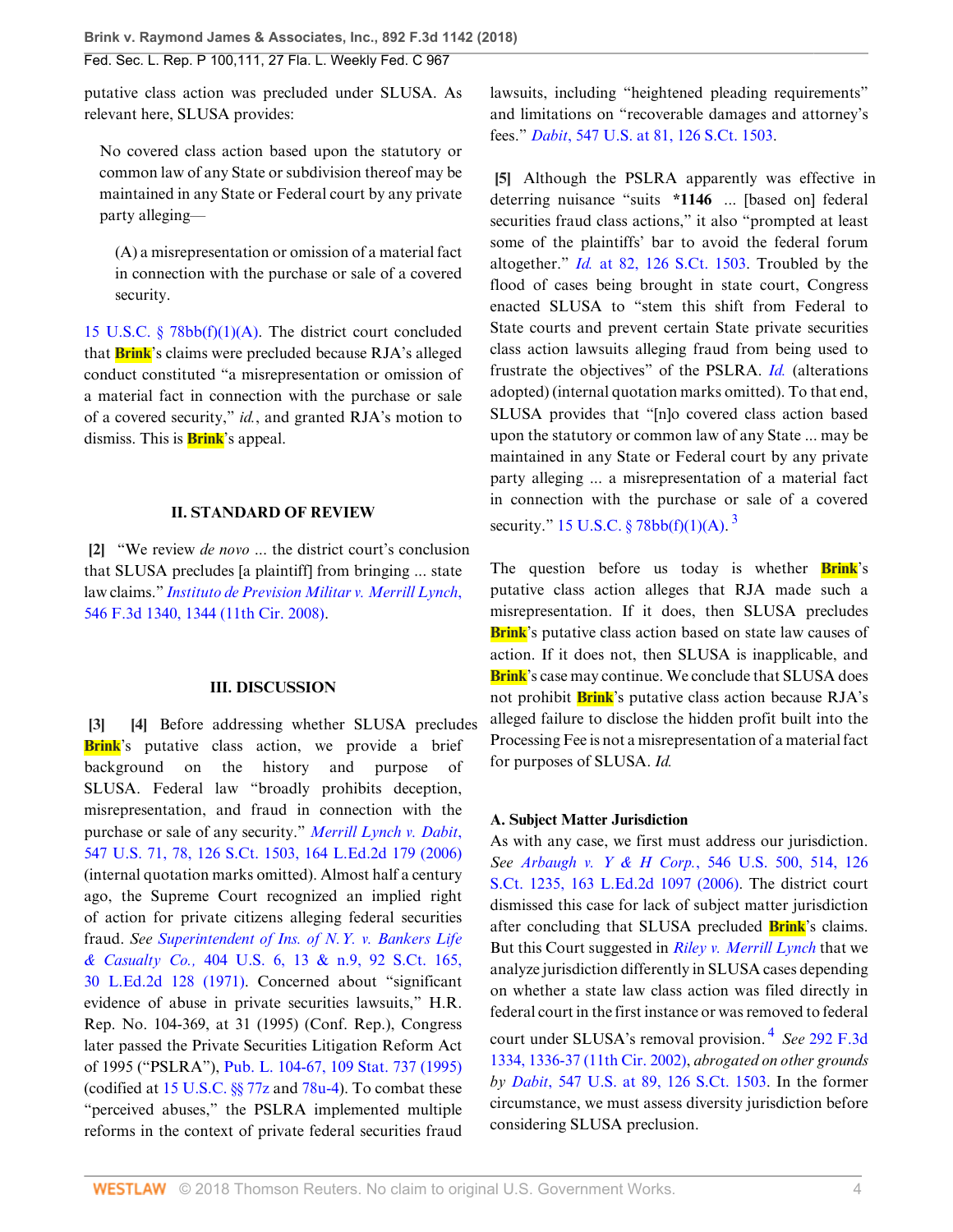putative class action was precluded under SLUSA. As relevant here, SLUSA provides:

> No covered class action based upon the statutory or common law of any State or subdivision thereof may be maintained in any State or Federal court by any private party alleging—
>
> (A) a misrepresentation or omission of a material fact in connection with the purchase or sale of a covered security.

15 U.S.C. § 78bb(f)(1)(A). The district court concluded that Brink's claims were precluded because RJA's alleged conduct constituted "a misrepresentation or omission of a material fact in connection with the purchase or sale of a covered security," *id.*, and granted RJA's motion to dismiss. This is Brink's appeal.

## II. STANDARD OF REVIEW

**[2]** "We review *de novo* ... the district court's conclusion that SLUSA precludes [a plaintiff] from bringing ... state law claims." *Instituto de Prevision Militar v. Merrill Lynch*, 546 F.3d 1340, 1344 (11th Cir. 2008).

## III. DISCUSSION

**[3]** **[4]** Before addressing whether SLUSA precludes Brink's putative class action, we provide a brief background on the history and purpose of SLUSA. Federal law "broadly prohibits deception, misrepresentation, and fraud in connection with the purchase or sale of any security." *Merrill Lynch v. Dabit*, 547 U.S. 71, 78, 126 S.Ct. 1503, 164 L.Ed.2d 179 (2006) (internal quotation marks omitted). Almost half a century ago, the Supreme Court recognized an implied right of action for private citizens alleging federal securities fraud. *See Superintendent of Ins. of N.Y. v. Bankers Life & Casualty Co.*, 404 U.S. 6, 13 & n.9, 92 S.Ct. 165, 30 L.Ed.2d 128 (1971). Concerned about "significant evidence of abuse in private securities lawsuits," H.R. Rep. No. 104-369, at 31 (1995) (Conf. Rep.), Congress later passed the Private Securities Litigation Reform Act of 1995 ("PSLRA"), Pub. L. 104-67, 109 Stat. 737 (1995) (codified at 15 U.S.C. §§ 77z and 78u-4). To combat these "perceived abuses," the PSLRA implemented multiple reforms in the context of private federal securities fraud lawsuits, including "heightened pleading requirements" and limitations on "recoverable damages and attorney's fees." *Dabit*, 547 U.S. at 81, 126 S.Ct. 1503.

**[5]** Although the PSLRA apparently was effective in deterring nuisance "suits **\*1146** ... [based on] federal securities fraud class actions," it also "prompted at least some of the plaintiffs' bar to avoid the federal forum altogether." *Id.* at 82, 126 S.Ct. 1503. Troubled by the flood of cases being brought in state court, Congress enacted SLUSA to "stem this shift from Federal to State courts and prevent certain State private securities class action lawsuits alleging fraud from being used to frustrate the objectives" of the PSLRA. *Id.* (alterations adopted) (internal quotation marks omitted). To that end, SLUSA provides that "[n]o covered class action based upon the statutory or common law of any State ... may be maintained in any State or Federal court by any private party alleging ... a misrepresentation of a material fact in connection with the purchase or sale of a covered security." 15 U.S.C. § 78bb(f)(1)(A).[3]

The question before us today is whether Brink's putative class action alleges that RJA made such a misrepresentation. If it does, then SLUSA precludes Brink's putative class action based on state law causes of action. If it does not, then SLUSA is inapplicable, and Brink's case may continue. We conclude that SLUSA does not prohibit Brink's putative class action because RJA's alleged failure to disclose the hidden profit built into the Processing Fee is not a misrepresentation of a material fact for purposes of SLUSA. *Id.*

### A. Subject Matter Jurisdiction

As with any case, we first must address our jurisdiction. *See Arbaugh v. Y & H Corp.*, 546 U.S. 500, 514, 126 S.Ct. 1235, 163 L.Ed.2d 1097 (2006). The district court dismissed this case for lack of subject matter jurisdiction after concluding that SLUSA precluded Brink's claims. But this Court suggested in *Riley v. Merrill Lynch* that we analyze jurisdiction differently in SLUSA cases depending on whether a state law class action was filed directly in federal court in the first instance or was removed to federal court under SLUSA's removal provision.[4] *See* 292 F.3d 1334, 1336-37 (11th Cir. 2002), *abrogated on other grounds by Dabit*, 547 U.S. at 89, 126 S.Ct. 1503. In the former circumstance, we must assess diversity jurisdiction before considering SLUSA preclusion.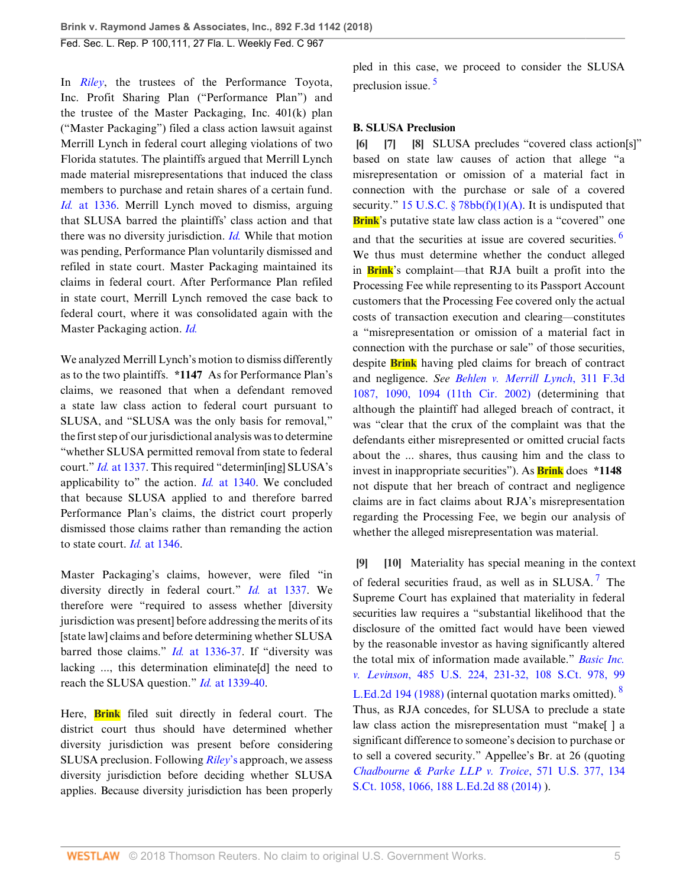In *Riley*, the trustees of the Performance Toyota, Inc. Profit Sharing Plan ("Performance Plan") and the trustee of the Master Packaging, Inc. 401(k) plan ("Master Packaging") filed a class action lawsuit against Merrill Lynch in federal court alleging violations of two Florida statutes. The plaintiffs argued that Merrill Lynch made material misrepresentations that induced the class members to purchase and retain shares of a certain fund. *Id.* at 1336. Merrill Lynch moved to dismiss, arguing that SLUSA barred the plaintiffs' class action and that there was no diversity jurisdiction. *Id.* While that motion was pending, Performance Plan voluntarily dismissed and refiled in state court. Master Packaging maintained its claims in federal court. After Performance Plan refiled in state court, Merrill Lynch removed the case back to federal court, where it was consolidated again with the Master Packaging action. *Id.*

We analyzed Merrill Lynch's motion to dismiss differently as to the two plaintiffs. **\*1147** As for Performance Plan's claims, we reasoned that when a defendant removed a state law class action to federal court pursuant to SLUSA, and "SLUSA was the only basis for removal," the first step of our jurisdictional analysis was to determine "whether SLUSA permitted removal from state to federal court." *Id.* at 1337. This required "determin[ing] SLUSA's applicability to" the action. *Id.* at 1340. We concluded that because SLUSA applied to and therefore barred Performance Plan's claims, the district court properly dismissed those claims rather than remanding the action to state court. *Id.* at 1346.

Master Packaging's claims, however, were filed "in diversity directly in federal court." *Id.* at 1337. We therefore were "required to assess whether [diversity jurisdiction was present] before addressing the merits of its [state law] claims and before determining whether SLUSA barred those claims." *Id.* at 1336-37. If "diversity was lacking ..., this determination eliminate[d] the need to reach the SLUSA question." *Id.* at 1339-40.

Here, Brink filed suit directly in federal court. The district court thus should have determined whether diversity jurisdiction was present before considering SLUSA preclusion. Following *Riley*'s approach, we assess diversity jurisdiction before deciding whether SLUSA applies. Because diversity jurisdiction has been properly pled in this case, we proceed to consider the SLUSA preclusion issue. [5]

**B. SLUSA Preclusion**

**[6] [7] [8]** SLUSA precludes "covered class action[s]" based on state law causes of action that allege "a misrepresentation or omission of a material fact in connection with the purchase or sale of a covered security." 15 U.S.C. § 78bb(f)(1)(A). It is undisputed that Brink's putative state law class action is a "covered" one and that the securities at issue are covered securities. [6] We thus must determine whether the conduct alleged in Brink's complaint—that RJA built a profit into the Processing Fee while representing to its Passport Account customers that the Processing Fee covered only the actual costs of transaction execution and clearing—constitutes a "misrepresentation or omission of a material fact in connection with the purchase or sale" of those securities, despite Brink having pled claims for breach of contract and negligence. *See Behlen v. Merrill Lynch*, 311 F.3d 1087, 1090, 1094 (11th Cir. 2002) (determining that although the plaintiff had alleged breach of contract, it was "clear that the crux of the complaint was that the defendants either misrepresented or omitted crucial facts about the ... shares, thus causing him and the class to invest in inappropriate securities"). As Brink does **\*1148** not dispute that her breach of contract and negligence claims are in fact claims about RJA's misrepresentation regarding the Processing Fee, we begin our analysis of whether the alleged misrepresentation was material.

**[9] [10]** Materiality has special meaning in the context of federal securities fraud, as well as in SLUSA. [7] The Supreme Court has explained that materiality in federal securities law requires a "substantial likelihood that the disclosure of the omitted fact would have been viewed by the reasonable investor as having significantly altered the total mix of information made available." *Basic Inc. v. Levinson*, 485 U.S. 224, 231-32, 108 S.Ct. 978, 99 L.Ed.2d 194 (1988) (internal quotation marks omitted). [8] Thus, as RJA concedes, for SLUSA to preclude a state law class action the misrepresentation must "make[ ] a significant difference to someone's decision to purchase or to sell a covered security." Appellee's Br. at 26 (quoting *Chadbourne & Parke LLP v. Troice*, 571 U.S. 377, 134 S.Ct. 1058, 1066, 188 L.Ed.2d 88 (2014) ).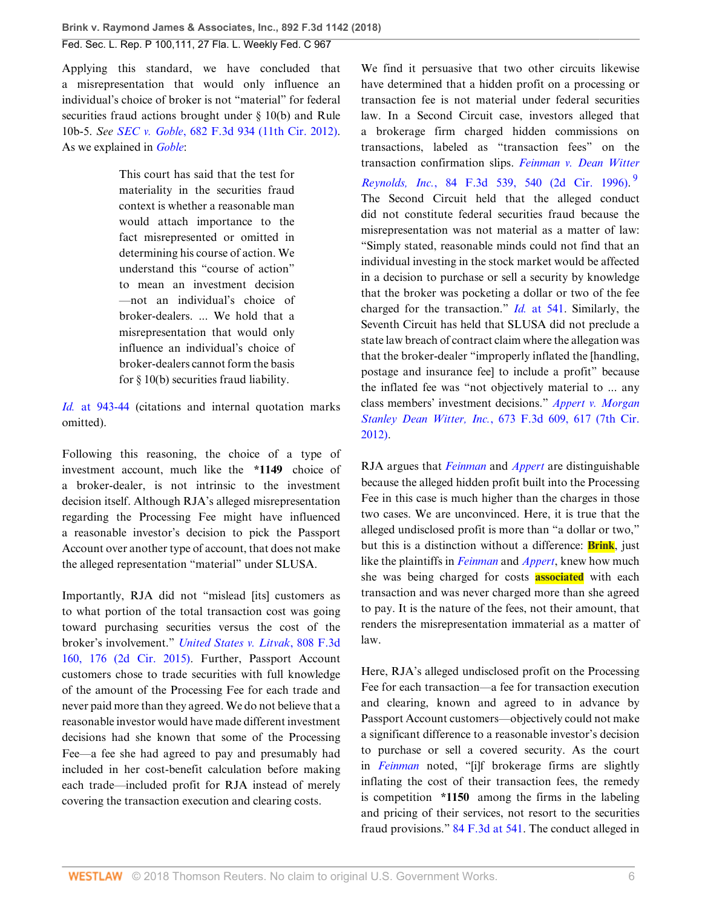Applying this standard, we have concluded that a misrepresentation that would only influence an individual's choice of broker is not "material" for federal securities fraud actions brought under § 10(b) and Rule 10b-5. *See SEC v. Goble*, 682 F.3d 934 (11th Cir. 2012). As we explained in *Goble*:

> This court has said that the test for materiality in the securities fraud context is whether a reasonable man would attach importance to the fact misrepresented or omitted in determining his course of action. We understand this "course of action" to mean an investment decision—not an individual's choice of broker-dealers. ... We hold that a misrepresentation that would only influence an individual's choice of broker-dealers cannot form the basis for § 10(b) securities fraud liability.

*Id.* at 943-44 (citations and internal quotation marks omitted).

Following this reasoning, the choice of a type of investment account, much like the **\*1149** choice of a broker-dealer, is not intrinsic to the investment decision itself. Although RJA's alleged misrepresentation regarding the Processing Fee might have influenced a reasonable investor's decision to pick the Passport Account over another type of account, that does not make the alleged representation "material" under SLUSA.

Importantly, RJA did not "mislead [its] customers as to what portion of the total transaction cost was going toward purchasing securities versus the cost of the broker's involvement." *United States v. Litvak*, 808 F.3d 160, 176 (2d Cir. 2015). Further, Passport Account customers chose to trade securities with full knowledge of the amount of the Processing Fee for each trade and never paid more than they agreed. We do not believe that a reasonable investor would have made different investment decisions had she known that some of the Processing Fee—a fee she had agreed to pay and presumably had included in her cost-benefit calculation before making each trade—included profit for RJA instead of merely covering the transaction execution and clearing costs.

We find it persuasive that two other circuits likewise have determined that a hidden profit on a processing or transaction fee is not material under federal securities law. In a Second Circuit case, investors alleged that a brokerage firm charged hidden commissions on transactions, labeled as "transaction fees" on the transaction confirmation slips. *Feinman v. Dean Witter Reynolds, Inc.*, 84 F.3d 539, 540 (2d Cir. 1996).[9] The Second Circuit held that the alleged conduct did not constitute federal securities fraud because the misrepresentation was not material as a matter of law: "Simply stated, reasonable minds could not find that an individual investing in the stock market would be affected in a decision to purchase or sell a security by knowledge that the broker was pocketing a dollar or two of the fee charged for the transaction." *Id.* at 541. Similarly, the Seventh Circuit has held that SLUSA did not preclude a state law breach of contract claim where the allegation was that the broker-dealer "improperly inflated the [handling, postage and insurance fee] to include a profit" because the inflated fee was "not objectively material to ... any class members' investment decisions." *Appert v. Morgan Stanley Dean Witter, Inc.*, 673 F.3d 609, 617 (7th Cir. 2012).

RJA argues that *Feinman* and *Appert* are distinguishable because the alleged hidden profit built into the Processing Fee in this case is much higher than the charges in those two cases. We are unconvinced. Here, it is true that the alleged undisclosed profit is more than "a dollar or two," but this is a distinction without a difference: Brink, just like the plaintiffs in *Feinman* and *Appert*, knew how much she was being charged for costs associated with each transaction and was never charged more than she agreed to pay. It is the nature of the fees, not their amount, that renders the misrepresentation immaterial as a matter of law.

Here, RJA's alleged undisclosed profit on the Processing Fee for each transaction—a fee for transaction execution and clearing, known and agreed to in advance by Passport Account customers—objectively could not make a significant difference to a reasonable investor's decision to purchase or sell a covered security. As the court in *Feinman* noted, "[i]f brokerage firms are slightly inflating the cost of their transaction fees, the remedy is competition **\*1150** among the firms in the labeling and pricing of their services, not resort to the securities fraud provisions." 84 F.3d at 541. The conduct alleged in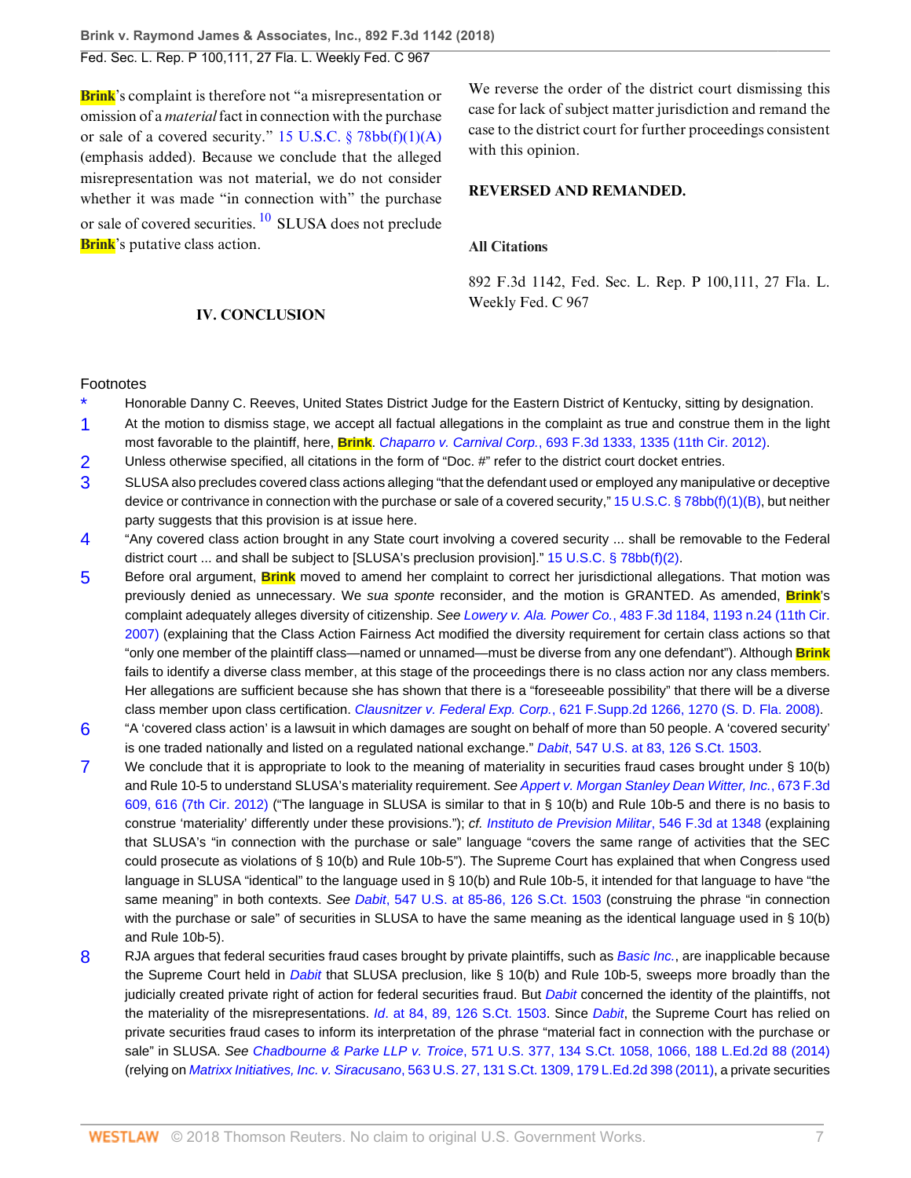Brink's complaint is therefore not "a misrepresentation or omission of a *material* fact in connection with the purchase or sale of a covered security." 15 U.S.C. § 78bb(f)(1)(A) (emphasis added). Because we conclude that the alleged misrepresentation was not material, we do not consider whether it was made "in connection with" the purchase or sale of covered securities.[10] SLUSA does not preclude Brink's putative class action.

## IV. CONCLUSION

We reverse the order of the district court dismissing this case for lack of subject matter jurisdiction and remand the case to the district court for further proceedings consistent with this opinion.

**REVERSED AND REMANDED.**

**All Citations**

892 F.3d 1142, Fed. Sec. L. Rep. P 100,111, 27 Fla. L. Weekly Fed. C 967

---

Footnotes

\* Honorable Danny C. Reeves, United States District Judge for the Eastern District of Kentucky, sitting by designation.

1 At the motion to dismiss stage, we accept all factual allegations in the complaint as true and construe them in the light most favorable to the plaintiff, here, Brink. *Chaparro v. Carnival Corp.*, 693 F.3d 1333, 1335 (11th Cir. 2012).

2 Unless otherwise specified, all citations in the form of "Doc. #" refer to the district court docket entries.

3 SLUSA also precludes covered class actions alleging "that the defendant used or employed any manipulative or deceptive device or contrivance in connection with the purchase or sale of a covered security," 15 U.S.C. § 78bb(f)(1)(B), but neither party suggests that this provision is at issue here.

4 "Any covered class action brought in any State court involving a covered security ... shall be removable to the Federal district court ... and shall be subject to [SLUSA's preclusion provision]." 15 U.S.C. § 78bb(f)(2).

5 Before oral argument, Brink moved to amend her complaint to correct her jurisdictional allegations. That motion was previously denied as unnecessary. We *sua sponte* reconsider, and the motion is GRANTED. As amended, Brink's complaint adequately alleges diversity of citizenship. *See Lowery v. Ala. Power Co.*, 483 F.3d 1184, 1193 n.24 (11th Cir. 2007) (explaining that the Class Action Fairness Act modified the diversity requirement for certain class actions so that "only one member of the plaintiff class—named or unnamed—must be diverse from any one defendant"). Although Brink fails to identify a diverse class member, at this stage of the proceedings there is no class action nor any class members. Her allegations are sufficient because she has shown that there is a "foreseeable possibility" that there will be a diverse class member upon class certification. *Clausnitzer v. Federal Exp. Corp.*, 621 F.Supp.2d 1266, 1270 (S. D. Fla. 2008).

6 "A 'covered class action' is a lawsuit in which damages are sought on behalf of more than 50 people. A 'covered security' is one traded nationally and listed on a regulated national exchange." *Dabit*, 547 U.S. at 83, 126 S.Ct. 1503.

7 We conclude that it is appropriate to look to the meaning of materiality in securities fraud cases brought under § 10(b) and Rule 10-5 to understand SLUSA's materiality requirement. *See Appert v. Morgan Stanley Dean Witter, Inc.*, 673 F.3d 609, 616 (7th Cir. 2012) ("The language in SLUSA is similar to that in § 10(b) and Rule 10b-5 and there is no basis to construe 'materiality' differently under these provisions."); *cf. Instituto de Prevision Militar*, 546 F.3d at 1348 (explaining that SLUSA's "in connection with the purchase or sale" language "covers the same range of activities that the SEC could prosecute as violations of § 10(b) and Rule 10b-5"). The Supreme Court has explained that when Congress used language in SLUSA "identical" to the language used in § 10(b) and Rule 10b-5, it intended for that language to have "the same meaning" in both contexts. *See Dabit*, 547 U.S. at 85-86, 126 S.Ct. 1503 (construing the phrase "in connection with the purchase or sale" of securities in SLUSA to have the same meaning as the identical language used in § 10(b) and Rule 10b-5).

8 RJA argues that federal securities fraud cases brought by private plaintiffs, such as *Basic Inc.*, are inapplicable because the Supreme Court held in *Dabit* that SLUSA preclusion, like § 10(b) and Rule 10b-5, sweeps more broadly than the judicially created private right of action for federal securities fraud. But *Dabit* concerned the identity of the plaintiffs, not the materiality of the misrepresentations. *Id.* at 84, 89, 126 S.Ct. 1503. Since *Dabit*, the Supreme Court has relied on private securities fraud cases to inform its interpretation of the phrase "material fact in connection with the purchase or sale" in SLUSA. *See Chadbourne & Parke LLP v. Troice*, 571 U.S. 377, 134 S.Ct. 1058, 1066, 188 L.Ed.2d 88 (2014) (relying on *Matrixx Initiatives, Inc. v. Siracusano*, 563 U.S. 27, 131 S.Ct. 1309, 179 L.Ed.2d 398 (2011), a private securities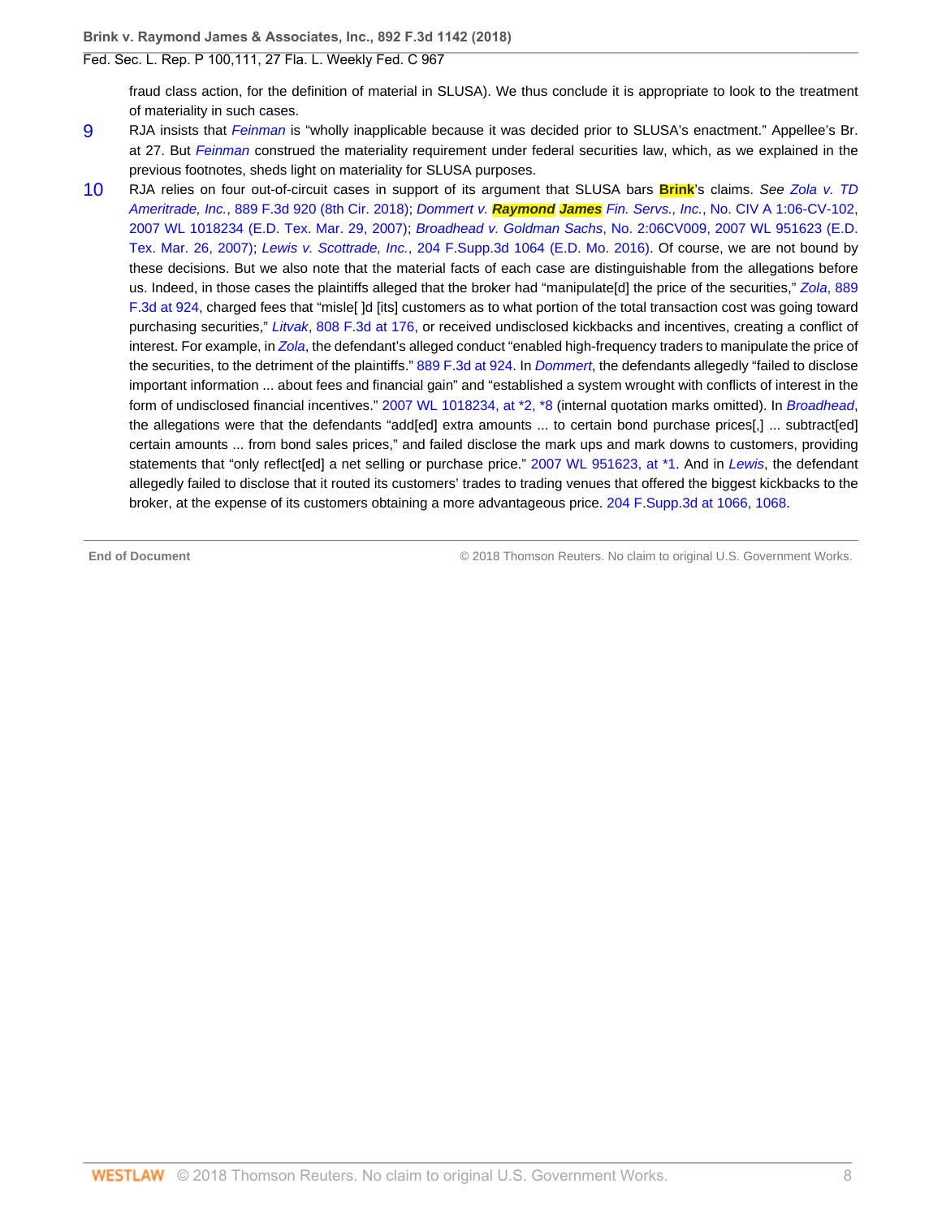fraud class action, for the definition of material in SLUSA). We thus conclude it is appropriate to look to the treatment of materiality in such cases.

9 RJA insists that *Feinman* is "wholly inapplicable because it was decided prior to SLUSA's enactment." Appellee's Br. at 27. But *Feinman* construed the materiality requirement under federal securities law, which, as we explained in the previous footnotes, sheds light on materiality for SLUSA purposes.

10 RJA relies on four out-of-circuit cases in support of its argument that SLUSA bars **Brink**'s claims. *See Zola v. TD Ameritrade, Inc.*, 889 F.3d 920 (8th Cir. 2018); *Dommert v. **Raymond James** Fin. Servs., Inc.*, No. CIV A 1:06-CV-102, 2007 WL 1018234 (E.D. Tex. Mar. 29, 2007); *Broadhead v. Goldman Sachs*, No. 2:06CV009, 2007 WL 951623 (E.D. Tex. Mar. 26, 2007); *Lewis v. Scottrade, Inc.*, 204 F.Supp.3d 1064 (E.D. Mo. 2016). Of course, we are not bound by these decisions. But we also note that the material facts of each case are distinguishable from the allegations before us. Indeed, in those cases the plaintiffs alleged that the broker had "manipulate[d] the price of the securities," *Zola*, 889 F.3d at 924, charged fees that "misle[ ]d [its] customers as to what portion of the total transaction cost was going toward purchasing securities," *Litvak*, 808 F.3d at 176, or received undisclosed kickbacks and incentives, creating a conflict of interest. For example, in *Zola*, the defendant's alleged conduct "enabled high-frequency traders to manipulate the price of the securities, to the detriment of the plaintiffs." 889 F.3d at 924. In *Dommert*, the defendants allegedly "failed to disclose important information ... about fees and financial gain" and "established a system wrought with conflicts of interest in the form of undisclosed financial incentives." 2007 WL 1018234, at *2, *8 (internal quotation marks omitted). In *Broadhead*, the allegations were that the defendants "add[ed] extra amounts ... to certain bond purchase prices[,] ... subtract[ed] certain amounts ... from bond sales prices," and failed disclose the mark ups and mark downs to customers, providing statements that "only reflect[ed] a net selling or purchase price." 2007 WL 951623, at *1. And in *Lewis*, the defendant allegedly failed to disclose that it routed its customers' trades to trading venues that offered the biggest kickbacks to the broker, at the expense of its customers obtaining a more advantageous price. 204 F.Supp.3d at 1066, 1068.

**End of Document** © 2018 Thomson Reuters. No claim to original U.S. Government Works.